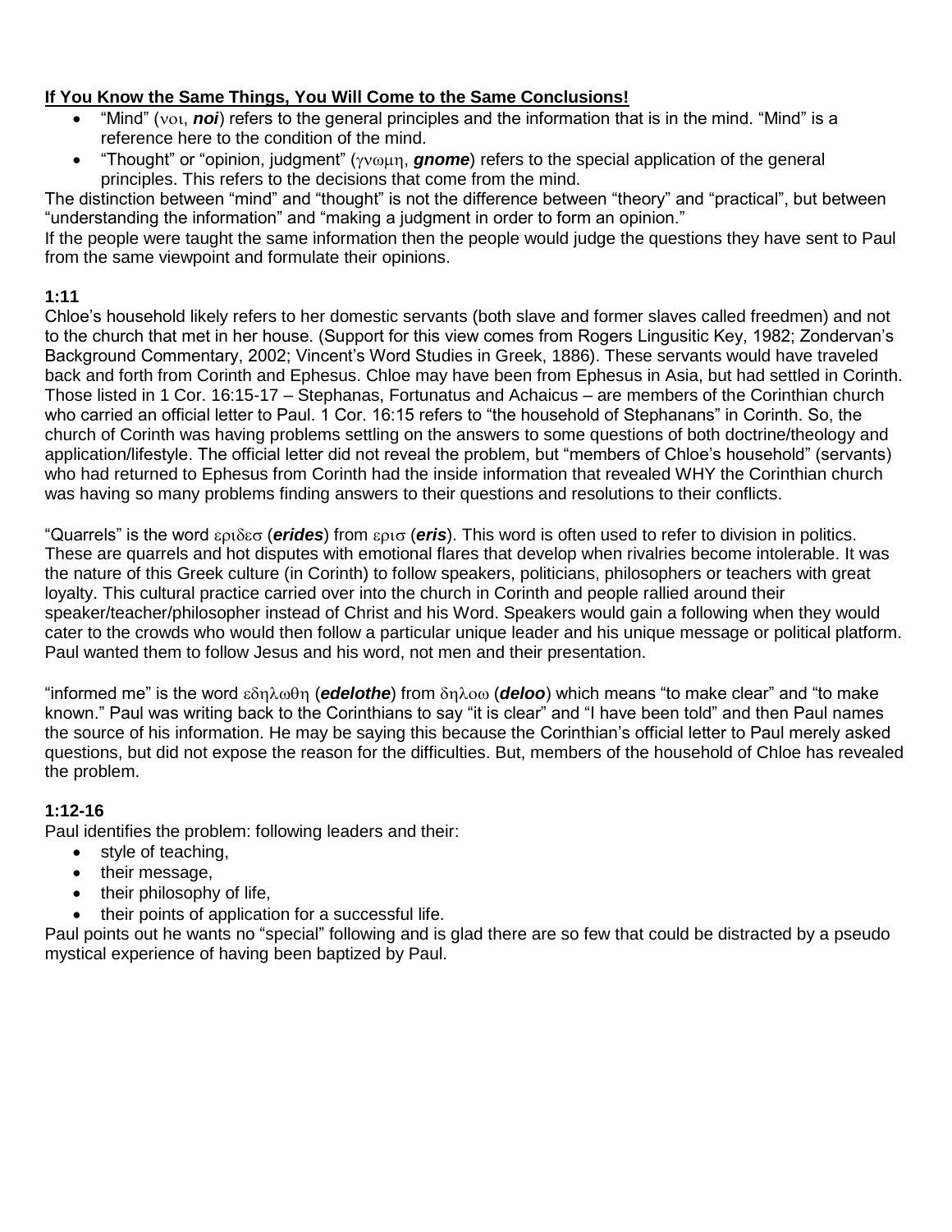**If You Know the Same Things, You Will Come to the Same Conclusions!**

- "Mind" (νοι, ***noi***) refers to the general principles and the information that is in the mind. "Mind" is a reference here to the condition of the mind.
- "Thought" or "opinion, judgment" (γνωμη, ***gnome***) refers to the special application of the general principles. This refers to the decisions that come from the mind.

The distinction between "mind" and "thought" is not the difference between "theory" and "practical", but between "understanding the information" and "making a judgment in order to form an opinion."

If the people were taught the same information then the people would judge the questions they have sent to Paul from the same viewpoint and formulate their opinions.

**1:11**

Chloe's household likely refers to her domestic servants (both slave and former slaves called freedmen) and not to the church that met in her house. (Support for this view comes from Rogers Lingusitic Key, 1982; Zondervan's Background Commentary, 2002; Vincent's Word Studies in Greek, 1886). These servants would have traveled back and forth from Corinth and Ephesus. Chloe may have been from Ephesus in Asia, but had settled in Corinth. Those listed in 1 Cor. 16:15-17 – Stephanas, Fortunatus and Achaicus – are members of the Corinthian church who carried an official letter to Paul. 1 Cor. 16:15 refers to "the household of Stephanans" in Corinth. So, the church of Corinth was having problems settling on the answers to some questions of both doctrine/theology and application/lifestyle. The official letter did not reveal the problem, but "members of Chloe's household" (servants) who had returned to Ephesus from Corinth had the inside information that revealed WHY the Corinthian church was having so many problems finding answers to their questions and resolutions to their conflicts.

"Quarrels" is the word εριδεσ (***erides***) from εϱισ (***eris***). This word is often used to refer to division in politics. These are quarrels and hot disputes with emotional flares that develop when rivalries become intolerable. It was the nature of this Greek culture (in Corinth) to follow speakers, politicians, philosophers or teachers with great loyalty. This cultural practice carried over into the church in Corinth and people rallied around their speaker/teacher/philosopher instead of Christ and his Word. Speakers would gain a following when they would cater to the crowds who would then follow a particular unique leader and his unique message or political platform. Paul wanted them to follow Jesus and his word, not men and their presentation.

"informed me" is the word εδηλωθη (***edelothe***) from δηλοω (***deloo***) which means "to make clear" and "to make known." Paul was writing back to the Corinthians to say "it is clear" and "I have been told" and then Paul names the source of his information. He may be saying this because the Corinthian's official letter to Paul merely asked questions, but did not expose the reason for the difficulties. But, members of the household of Chloe has revealed the problem.

**1:12-16**

Paul identifies the problem: following leaders and their:

- style of teaching,
- their message,
- their philosophy of life,
- their points of application for a successful life.

Paul points out he wants no "special" following and is glad there are so few that could be distracted by a pseudo mystical experience of having been baptized by Paul.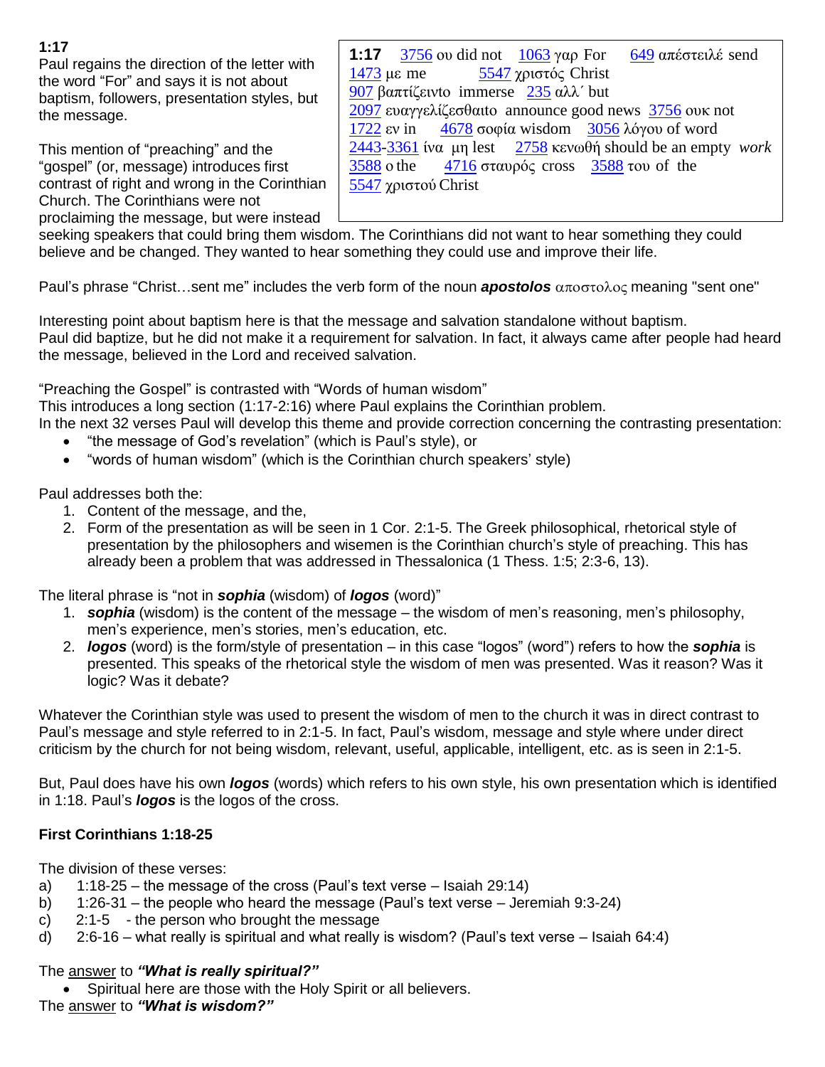**1:17**

Paul regains the direction of the letter with the word "For" and says it is not about baptism, followers, presentation styles, but the message.

**1:17** 3756 ου did not 1063 γαρ For 649 απέστειλέ send 1473 με me 5547 χριστός Christ 907 βαπτίζειν to immerse 235 αλλ΄ but 2097 ευαγγελίζεσθαι to announce good news 3756 ουκ not 1722 εν in 4678 σοφία wisdom 3056 λόγου of word 2443-3361 ίνα μη lest 2758 κενωθή should be an empty *work* 3588 ο the 4716 σταυρός cross 3588 του of the 5547 χριστού Christ

This mention of "preaching" and the "gospel" (or, message) introduces first contrast of right and wrong in the Corinthian Church. The Corinthians were not proclaiming the message, but were instead seeking speakers that could bring them wisdom. The Corinthians did not want to hear something they could believe and be changed. They wanted to hear something they could use and improve their life.

Paul's phrase "Christ…sent me" includes the verb form of the noun ***apostolos*** αποστολος meaning "sent one"

Interesting point about baptism here is that the message and salvation standalone without baptism.
Paul did baptize, but he did not make it a requirement for salvation. In fact, it always came after people had heard the message, believed in the Lord and received salvation.

"Preaching the Gospel" is contrasted with "Words of human wisdom"
This introduces a long section (1:17-2:16) where Paul explains the Corinthian problem.
In the next 32 verses Paul will develop this theme and provide correction concerning the contrasting presentation:

- "the message of God's revelation" (which is Paul's style), or
- "words of human wisdom" (which is the Corinthian church speakers' style)

Paul addresses both the:

1. Content of the message, and the,
2. Form of the presentation as will be seen in 1 Cor. 2:1-5. The Greek philosophical, rhetorical style of presentation by the philosophers and wisemen is the Corinthian church's style of preaching. This has already been a problem that was addressed in Thessalonica (1 Thess. 1:5; 2:3-6, 13).

The literal phrase is "not in ***sophia*** (wisdom) of ***logos*** (word)"

1. ***sophia*** (wisdom) is the content of the message – the wisdom of men's reasoning, men's philosophy, men's experience, men's stories, men's education, etc.
2. ***logos*** (word) is the form/style of presentation – in this case "logos" (word") refers to how the ***sophia*** is presented. This speaks of the rhetorical style the wisdom of men was presented. Was it reason? Was it logic? Was it debate?

Whatever the Corinthian style was used to present the wisdom of men to the church it was in direct contrast to Paul's message and style referred to in 2:1-5. In fact, Paul's wisdom, message and style where under direct criticism by the church for not being wisdom, relevant, useful, applicable, intelligent, etc. as is seen in 2:1-5.

But, Paul does have his own ***logos*** (words) which refers to his own style, his own presentation which is identified in 1:18. Paul's ***logos*** is the logos of the cross.

**First Corinthians 1:18-25**

The division of these verses:

a) 1:18-25 – the message of the cross (Paul's text verse – Isaiah 29:14)
b) 1:26-31 – the people who heard the message (Paul's text verse – Jeremiah 9:3-24)
c) 2:1-5 - the person who brought the message
d) 2:6-16 – what really is spiritual and what really is wisdom? (Paul's text verse – Isaiah 64:4)

The answer to ***"What is really spiritual?"***

- Spiritual here are those with the Holy Spirit or all believers.

The answer to ***"What is wisdom?"***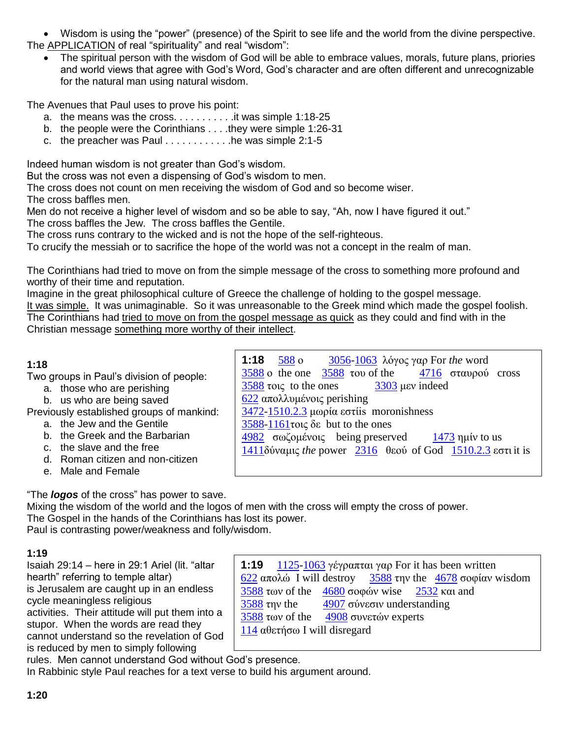- Wisdom is using the "power" (presence) of the Spirit to see life and the world from the divine perspective.

The APPLICATION of real "spirituality" and real "wisdom":

- The spiritual person with the wisdom of God will be able to embrace values, morals, future plans, priories and world views that agree with God's Word, God's character and are often different and unrecognizable for the natural man using natural wisdom.

The Avenues that Paul uses to prove his point:

a. the means was the cross. . . . . . . . . . .it was simple 1:18-25
b. the people were the Corinthians . . . .they were simple 1:26-31
c. the preacher was Paul . . . . . . . . . . . .he was simple 2:1-5

Indeed human wisdom is not greater than God's wisdom.
But the cross was not even a dispensing of God's wisdom to men.
The cross does not count on men receiving the wisdom of God and so become wiser.
The cross baffles men.
Men do not receive a higher level of wisdom and so be able to say, "Ah, now I have figured it out."
The cross baffles the Jew. The cross baffles the Gentile.
The cross runs contrary to the wicked and is not the hope of the self-righteous.
To crucify the messiah or to sacrifice the hope of the world was not a concept in the realm of man.

The Corinthians had tried to move on from the simple message of the cross to something more profound and worthy of their time and reputation.
Imagine in the great philosophical culture of Greece the challenge of holding to the gospel message.
It was simple. It was unimaginable. So it was unreasonable to the Greek mind which made the gospel foolish.
The Corinthians had tried to move on from the gospel message as quick as they could and find with in the Christian message something more worthy of their intellect.

**1:18**

Two groups in Paul's division of people:

a. those who are perishing
b. us who are being saved

Previously established groups of mankind:

a. the Jew and the Gentile
b. the Greek and the Barbarian
c. the slave and the free
d. Roman citizen and non-citizen
e. Male and Female

**1:18** 588 ο 3056-1063 λόγος γαρ For *the* word
3588 ο the one 3588 του of the 4716 σταυρού cross
3588 τοις to the ones 3303 μεν indeed
622 απολλυμένοις perishing
3472-1510.2.3 μωρία εστίis moronishness
3588-1161τοις δε but to the ones
4982 σωζομένοις being preserved 1473 ημίν to us
1411δύναμις *the* power 2316 θεού of God 1510.2.3 εστι it is

"The ***logos*** of the cross" has power to save.
Mixing the wisdom of the world and the logos of men with the cross will empty the cross of power.
The Gospel in the hands of the Corinthians has lost its power.
Paul is contrasting power/weakness and folly/wisdom.

**1:19**

Isaiah 29:14 – here in 29:1 Ariel (lit. "altar hearth" referring to temple altar) is Jerusalem are caught up in an endless cycle meaningless religious activities. Their attitude will put them into a stupor. When the words are read they cannot understand so the revelation of God is reduced by men to simply following rules. Men cannot understand God without God's presence.
In Rabbinic style Paul reaches for a text verse to build his argument around.

**1:19** 1125-1063 γέγραπται γαρ For it has been written
622 απολώ I will destroy 3588 την the 4678 σοφίαν wisdom
3588 των of the 4680 σοφών wise 2532 και and
3588 την the 4907 σύνεσιν understanding
3588 των of the 4908 συνετών experts
114 αθετήσω I will disregard

**1:20**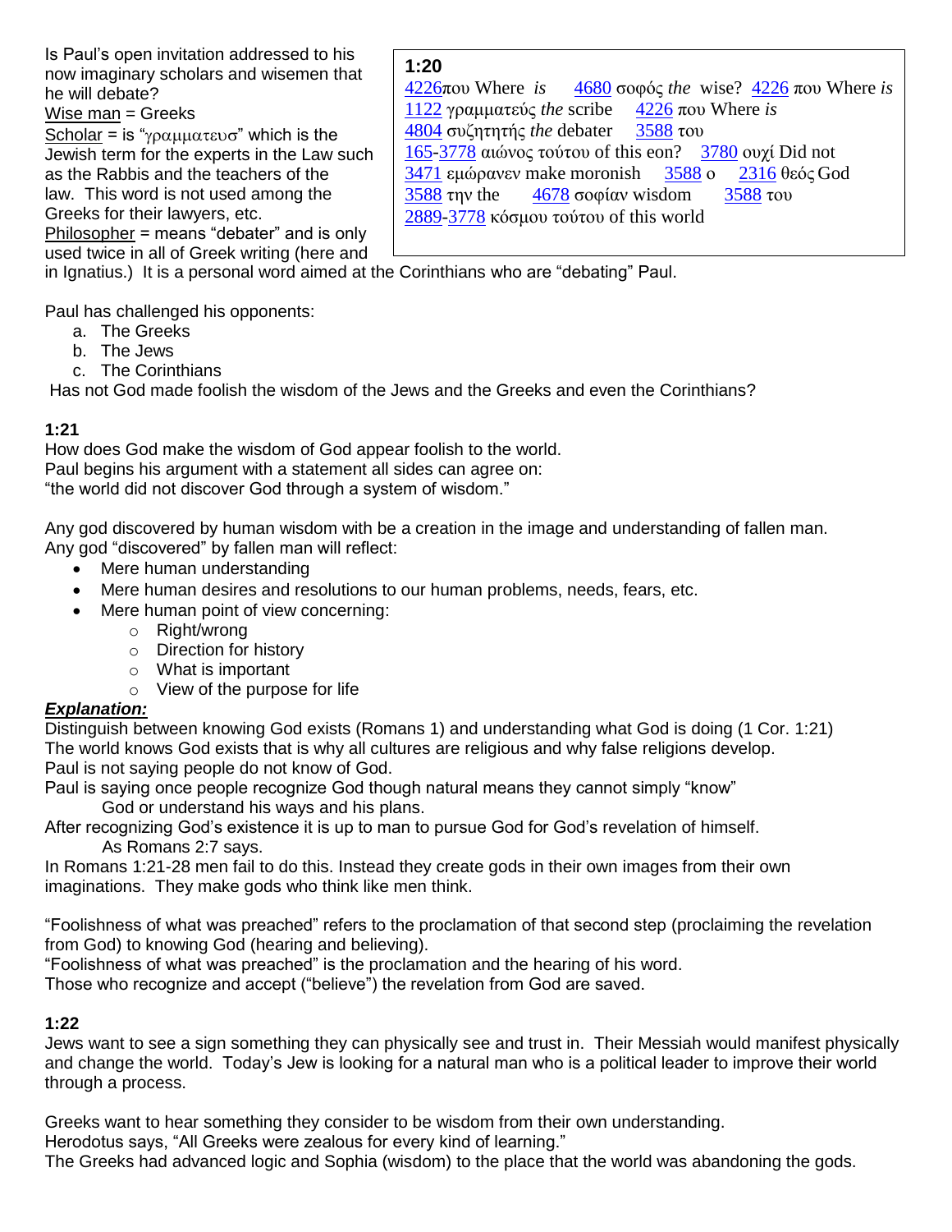Is Paul's open invitation addressed to his now imaginary scholars and wisemen that he will debate?

Wise man = Greeks

Scholar = is "γραμματευσ" which is the Jewish term for the experts in the Law such as the Rabbis and the teachers of the law. This word is not used among the Greeks for their lawyers, etc.

Philosopher = means "debater" and is only used twice in all of Greek writing (here and in Ignatius.) It is a personal word aimed at the Corinthians who are "debating" Paul.

**1:20**

4226που Where *is* 4680 σοφός *the* wise? 4226 που Where *is* 1122 γραμματεύς *the* scribe 4226 που Where *is* 4804 συζητητής *the* debater 3588 του 165-3778 αιώνος τούτου of this eon? 3780 ουχί Did not 3471 εμώρανεν make moronish 3588 ο 2316 θεός God 3588 την the 4678 σοφίαν wisdom 3588 του 2889-3778 κόσμου τούτου of this world

Paul has challenged his opponents:

a. The Greeks
b. The Jews
c. The Corinthians

Has not God made foolish the wisdom of the Jews and the Greeks and even the Corinthians?

**1:21**

How does God make the wisdom of God appear foolish to the world.
Paul begins his argument with a statement all sides can agree on:
"the world did not discover God through a system of wisdom."

Any god discovered by human wisdom with be a creation in the image and understanding of fallen man.
Any god "discovered" by fallen man will reflect:

- Mere human understanding
- Mere human desires and resolutions to our human problems, needs, fears, etc.
- Mere human point of view concerning:
  - Right/wrong
  - Direction for history
  - What is important
  - View of the purpose for life

***Explanation:***

Distinguish between knowing God exists (Romans 1) and understanding what God is doing (1 Cor. 1:21)
The world knows God exists that is why all cultures are religious and why false religions develop.
Paul is not saying people do not know of God.
Paul is saying once people recognize God though natural means they cannot simply "know"
God or understand his ways and his plans.
After recognizing God's existence it is up to man to pursue God for God's revelation of himself.
As Romans 2:7 says.
In Romans 1:21-28 men fail to do this. Instead they create gods in their own images from their own imaginations. They make gods who think like men think.

"Foolishness of what was preached" refers to the proclamation of that second step (proclaiming the revelation from God) to knowing God (hearing and believing).
"Foolishness of what was preached" is the proclamation and the hearing of his word.
Those who recognize and accept ("believe") the revelation from God are saved.

**1:22**

Jews want to see a sign something they can physically see and trust in. Their Messiah would manifest physically and change the world. Today's Jew is looking for a natural man who is a political leader to improve their world through a process.

Greeks want to hear something they consider to be wisdom from their own understanding.
Herodotus says, "All Greeks were zealous for every kind of learning."
The Greeks had advanced logic and Sophia (wisdom) to the place that the world was abandoning the gods.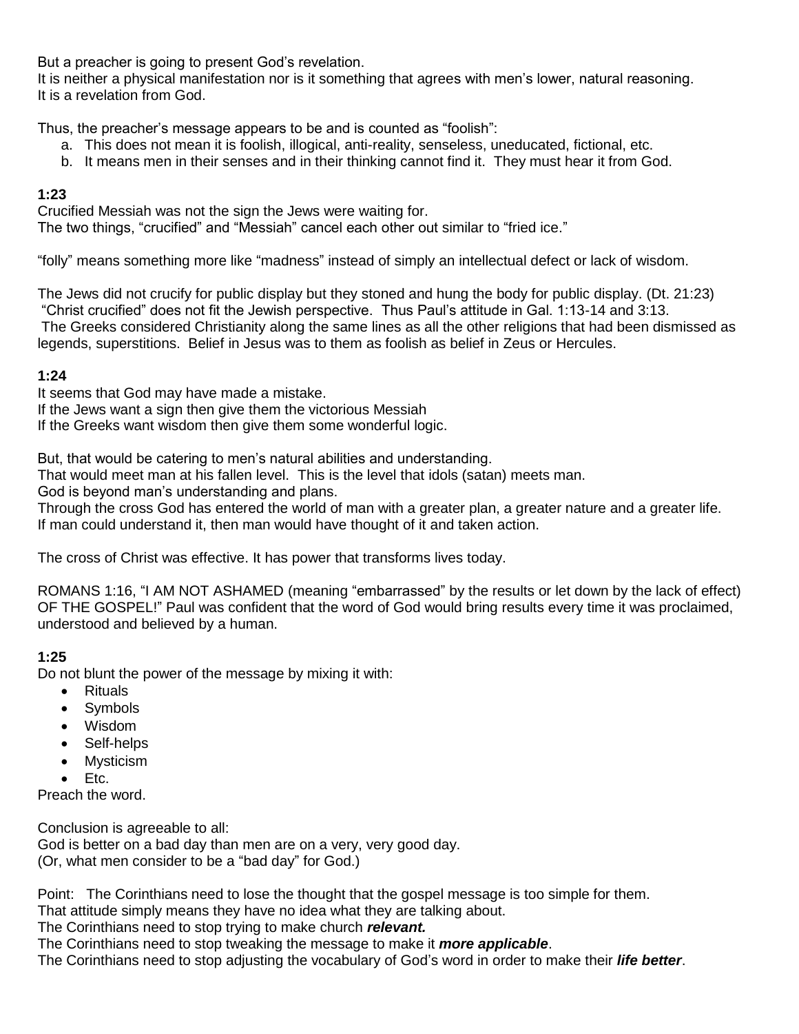But a preacher is going to present God's revelation.
It is neither a physical manifestation nor is it something that agrees with men's lower, natural reasoning.
It is a revelation from God.

Thus, the preacher's message appears to be and is counted as "foolish":

a. This does not mean it is foolish, illogical, anti-reality, senseless, uneducated, fictional, etc.
b. It means men in their senses and in their thinking cannot find it. They must hear it from God.

**1:23**

Crucified Messiah was not the sign the Jews were waiting for.
The two things, "crucified" and "Messiah" cancel each other out similar to "fried ice."

"folly" means something more like "madness" instead of simply an intellectual defect or lack of wisdom.

The Jews did not crucify for public display but they stoned and hung the body for public display. (Dt. 21:23)
"Christ crucified" does not fit the Jewish perspective. Thus Paul's attitude in Gal. 1:13-14 and 3:13.
The Greeks considered Christianity along the same lines as all the other religions that had been dismissed as legends, superstitions. Belief in Jesus was to them as foolish as belief in Zeus or Hercules.

**1:24**

It seems that God may have made a mistake.
If the Jews want a sign then give them the victorious Messiah
If the Greeks want wisdom then give them some wonderful logic.

But, that would be catering to men's natural abilities and understanding.
That would meet man at his fallen level. This is the level that idols (satan) meets man.
God is beyond man's understanding and plans.
Through the cross God has entered the world of man with a greater plan, a greater nature and a greater life.
If man could understand it, then man would have thought of it and taken action.

The cross of Christ was effective. It has power that transforms lives today.

ROMANS 1:16, "I AM NOT ASHAMED (meaning "embarrassed" by the results or let down by the lack of effect) OF THE GOSPEL!" Paul was confident that the word of God would bring results every time it was proclaimed, understood and believed by a human.

**1:25**

Do not blunt the power of the message by mixing it with:

- Rituals
- Symbols
- Wisdom
- Self-helps
- Mysticism
- Etc.

Preach the word.

Conclusion is agreeable to all:
God is better on a bad day than men are on a very, very good day.
(Or, what men consider to be a "bad day" for God.)

Point: The Corinthians need to lose the thought that the gospel message is too simple for them.
That attitude simply means they have no idea what they are talking about.
The Corinthians need to stop trying to make church ***relevant.***
The Corinthians need to stop tweaking the message to make it ***more applicable***.
The Corinthians need to stop adjusting the vocabulary of God's word in order to make their ***life better***.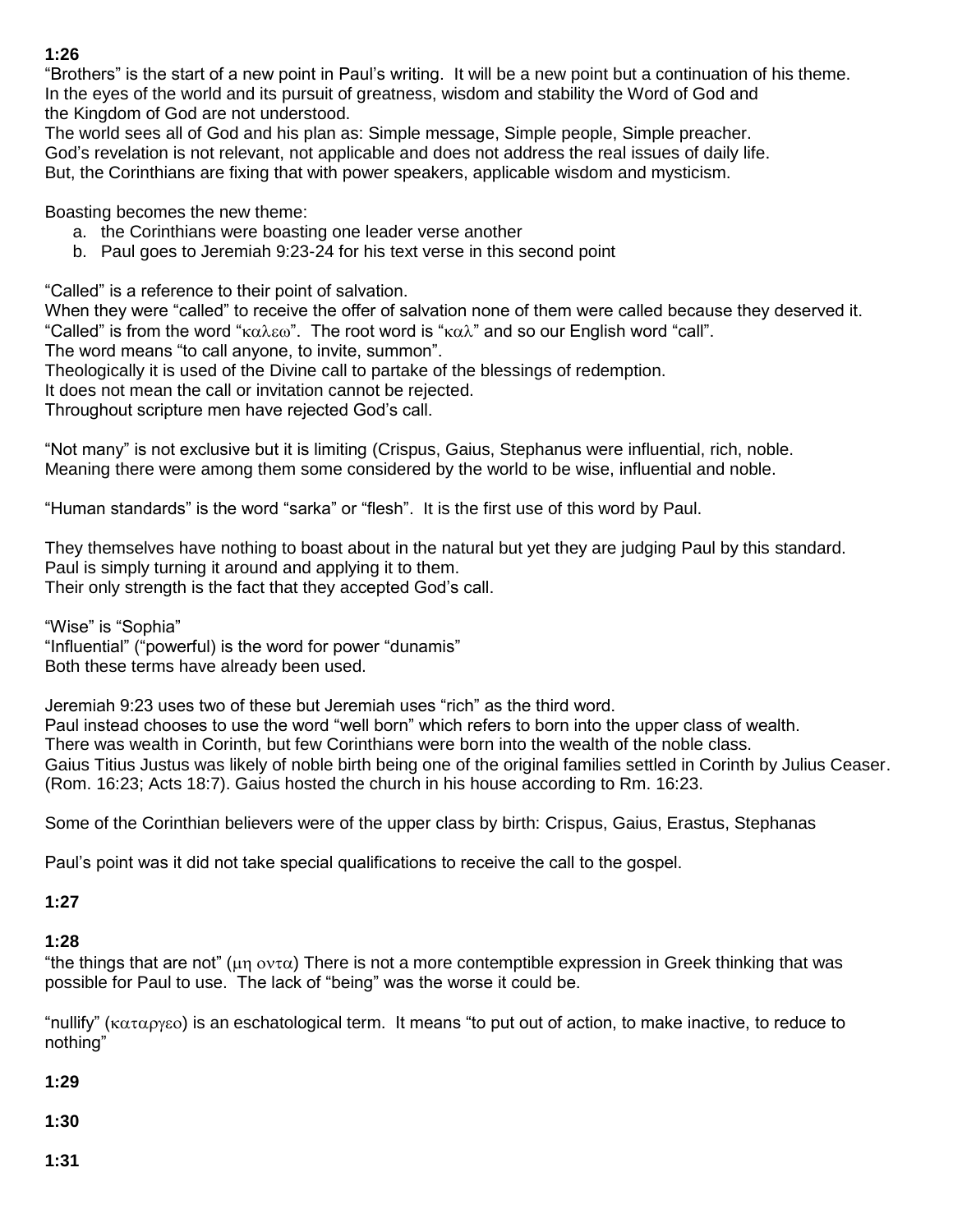**1:26**

"Brothers" is the start of a new point in Paul's writing. It will be a new point but a continuation of his theme.
In the eyes of the world and its pursuit of greatness, wisdom and stability the Word of God and the Kingdom of God are not understood.
The world sees all of God and his plan as: Simple message, Simple people, Simple preacher.
God's revelation is not relevant, not applicable and does not address the real issues of daily life.
But, the Corinthians are fixing that with power speakers, applicable wisdom and mysticism.

Boasting becomes the new theme:

a. the Corinthians were boasting one leader verse another
b. Paul goes to Jeremiah 9:23-24 for his text verse in this second point

"Called" is a reference to their point of salvation.
When they were "called" to receive the offer of salvation none of them were called because they deserved it.
"Called" is from the word "καλεω". The root word is "καλ" and so our English word "call".
The word means "to call anyone, to invite, summon".
Theologically it is used of the Divine call to partake of the blessings of redemption.
It does not mean the call or invitation cannot be rejected.
Throughout scripture men have rejected God's call.

"Not many" is not exclusive but it is limiting (Crispus, Gaius, Stephanus were influential, rich, noble.
Meaning there were among them some considered by the world to be wise, influential and noble.

"Human standards" is the word "sarka" or "flesh". It is the first use of this word by Paul.

They themselves have nothing to boast about in the natural but yet they are judging Paul by this standard.
Paul is simply turning it around and applying it to them.
Their only strength is the fact that they accepted God's call.

"Wise" is "Sophia"
"Influential" ("powerful) is the word for power "dunamis"
Both these terms have already been used.

Jeremiah 9:23 uses two of these but Jeremiah uses "rich" as the third word.
Paul instead chooses to use the word "well born" which refers to born into the upper class of wealth.
There was wealth in Corinth, but few Corinthians were born into the wealth of the noble class.
Gaius Titius Justus was likely of noble birth being one of the original families settled in Corinth by Julius Ceaser. (Rom. 16:23; Acts 18:7). Gaius hosted the church in his house according to Rm. 16:23.

Some of the Corinthian believers were of the upper class by birth: Crispus, Gaius, Erastus, Stephanas

Paul's point was it did not take special qualifications to receive the call to the gospel.

**1:27**

**1:28**

"the things that are not" (μη οντα) There is not a more contemptible expression in Greek thinking that was possible for Paul to use. The lack of "being" was the worse it could be.

"nullify" (καταργεο) is an eschatological term. It means "to put out of action, to make inactive, to reduce to nothing"

**1:29**

**1:30**

**1:31**